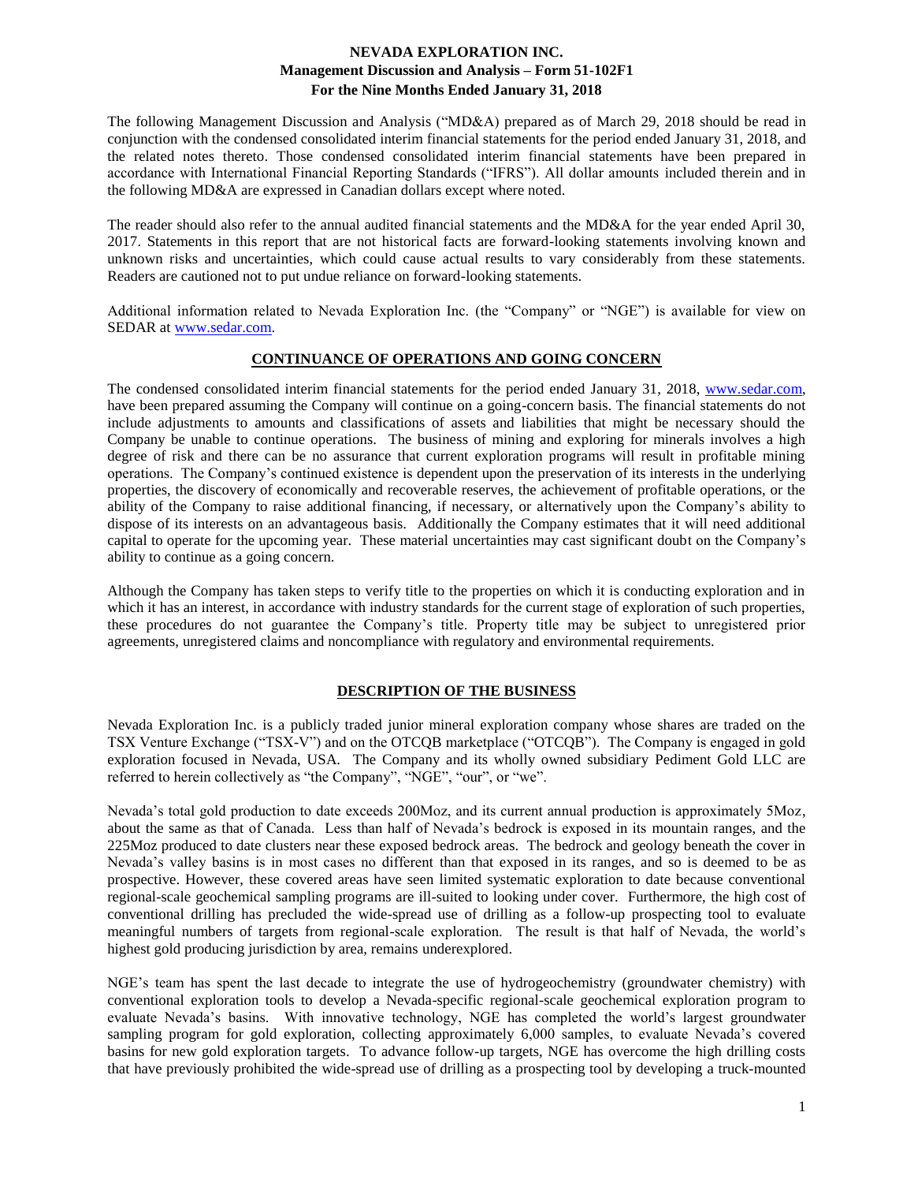# NEVADA EXPLORATION INC.
## Management Discussion and Analysis – Form 51-102F1
### For the Nine Months Ended January 31, 2018

The following Management Discussion and Analysis ("MD&A) prepared as of March 29, 2018 should be read in conjunction with the condensed consolidated interim financial statements for the period ended January 31, 2018, and the related notes thereto. Those condensed consolidated interim financial statements have been prepared in accordance with International Financial Reporting Standards ("IFRS"). All dollar amounts included therein and in the following MD&A are expressed in Canadian dollars except where noted.

The reader should also refer to the annual audited financial statements and the MD&A for the year ended April 30, 2017. Statements in this report that are not historical facts are forward-looking statements involving known and unknown risks and uncertainties, which could cause actual results to vary considerably from these statements. Readers are cautioned not to put undue reliance on forward-looking statements.

Additional information related to Nevada Exploration Inc. (the "Company" or "NGE") is available for view on SEDAR at www.sedar.com.

## CONTINUANCE OF OPERATIONS AND GOING CONCERN

The condensed consolidated interim financial statements for the period ended January 31, 2018, www.sedar.com, have been prepared assuming the Company will continue on a going-concern basis. The financial statements do not include adjustments to amounts and classifications of assets and liabilities that might be necessary should the Company be unable to continue operations. The business of mining and exploring for minerals involves a high degree of risk and there can be no assurance that current exploration programs will result in profitable mining operations. The Company's continued existence is dependent upon the preservation of its interests in the underlying properties, the discovery of economically and recoverable reserves, the achievement of profitable operations, or the ability of the Company to raise additional financing, if necessary, or alternatively upon the Company's ability to dispose of its interests on an advantageous basis. Additionally the Company estimates that it will need additional capital to operate for the upcoming year. These material uncertainties may cast significant doubt on the Company's ability to continue as a going concern.

Although the Company has taken steps to verify title to the properties on which it is conducting exploration and in which it has an interest, in accordance with industry standards for the current stage of exploration of such properties, these procedures do not guarantee the Company's title. Property title may be subject to unregistered prior agreements, unregistered claims and noncompliance with regulatory and environmental requirements.

## DESCRIPTION OF THE BUSINESS

Nevada Exploration Inc. is a publicly traded junior mineral exploration company whose shares are traded on the TSX Venture Exchange ("TSX-V") and on the OTCQB marketplace ("OTCQB"). The Company is engaged in gold exploration focused in Nevada, USA. The Company and its wholly owned subsidiary Pediment Gold LLC are referred to herein collectively as "the Company", "NGE", "our", or "we".

Nevada's total gold production to date exceeds 200Moz, and its current annual production is approximately 5Moz, about the same as that of Canada. Less than half of Nevada's bedrock is exposed in its mountain ranges, and the 225Moz produced to date clusters near these exposed bedrock areas. The bedrock and geology beneath the cover in Nevada's valley basins is in most cases no different than that exposed in its ranges, and so is deemed to be as prospective. However, these covered areas have seen limited systematic exploration to date because conventional regional-scale geochemical sampling programs are ill-suited to looking under cover. Furthermore, the high cost of conventional drilling has precluded the wide-spread use of drilling as a follow-up prospecting tool to evaluate meaningful numbers of targets from regional-scale exploration. The result is that half of Nevada, the world's highest gold producing jurisdiction by area, remains underexplored.

NGE's team has spent the last decade to integrate the use of hydrogeochemistry (groundwater chemistry) with conventional exploration tools to develop a Nevada-specific regional-scale geochemical exploration program to evaluate Nevada's basins. With innovative technology, NGE has completed the world's largest groundwater sampling program for gold exploration, collecting approximately 6,000 samples, to evaluate Nevada's covered basins for new gold exploration targets. To advance follow-up targets, NGE has overcome the high drilling costs that have previously prohibited the wide-spread use of drilling as a prospecting tool by developing a truck-mounted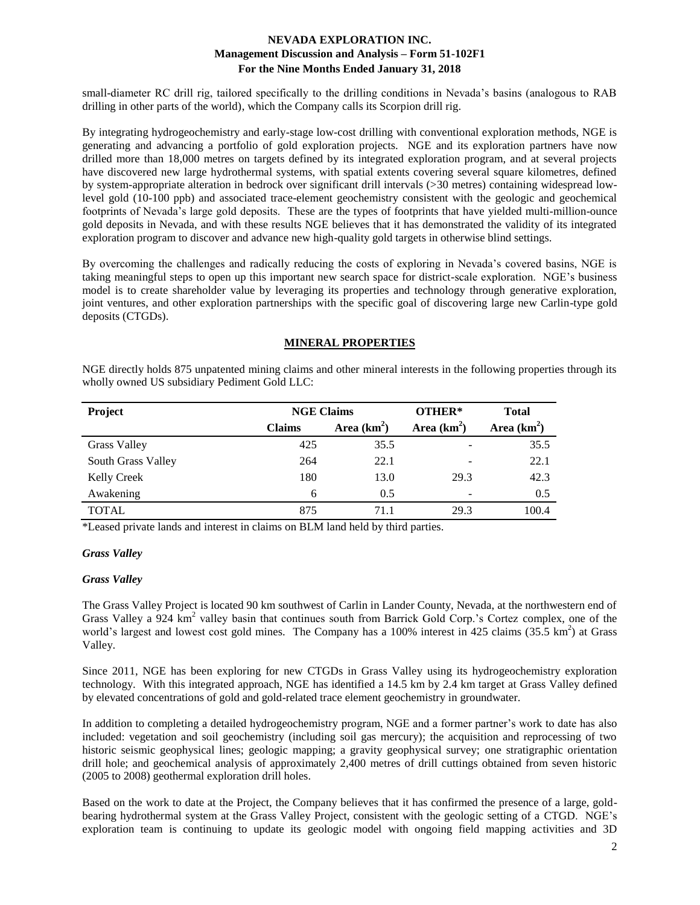small-diameter RC drill rig, tailored specifically to the drilling conditions in Nevada's basins (analogous to RAB drilling in other parts of the world), which the Company calls its Scorpion drill rig.

By integrating hydrogeochemistry and early-stage low-cost drilling with conventional exploration methods, NGE is generating and advancing a portfolio of gold exploration projects. NGE and its exploration partners have now drilled more than 18,000 metres on targets defined by its integrated exploration program, and at several projects have discovered new large hydrothermal systems, with spatial extents covering several square kilometres, defined by system-appropriate alteration in bedrock over significant drill intervals (>30 metres) containing widespread low-level gold (10-100 ppb) and associated trace-element geochemistry consistent with the geologic and geochemical footprints of Nevada's large gold deposits. These are the types of footprints that have yielded multi-million-ounce gold deposits in Nevada, and with these results NGE believes that it has demonstrated the validity of its integrated exploration program to discover and advance new high-quality gold targets in otherwise blind settings.

By overcoming the challenges and radically reducing the costs of exploring in Nevada's covered basins, NGE is taking meaningful steps to open up this important new search space for district-scale exploration. NGE's business model is to create shareholder value by leveraging its properties and technology through generative exploration, joint ventures, and other exploration partnerships with the specific goal of discovering large new Carlin-type gold deposits (CTGDs).

## MINERAL PROPERTIES

NGE directly holds 875 unpatented mining claims and other mineral interests in the following properties through its wholly owned US subsidiary Pediment Gold LLC:

| Project | NGE Claims | | OTHER* | Total |
|---|---|---|---|---|
| | Claims | Area (km$^2$) | Area (km$^2$) | Area (km$^2$) |
| Grass Valley | 425 | 35.5 | - | 35.5 |
| South Grass Valley | 264 | 22.1 | - | 22.1 |
| Kelly Creek | 180 | 13.0 | 29.3 | 42.3 |
| Awakening | 6 | 0.5 | - | 0.5 |
| TOTAL | 875 | 71.1 | 29.3 | 100.4 |

*Leased private lands and interest in claims on BLM land held by third parties.

### *Grass Valley*

### *Grass Valley*

The Grass Valley Project is located 90 km southwest of Carlin in Lander County, Nevada, at the northwestern end of Grass Valley a 924 km$^2$ valley basin that continues south from Barrick Gold Corp.'s Cortez complex, one of the world's largest and lowest cost gold mines. The Company has a 100% interest in 425 claims (35.5 km$^2$) at Grass Valley.

Since 2011, NGE has been exploring for new CTGDs in Grass Valley using its hydrogeochemistry exploration technology. With this integrated approach, NGE has identified a 14.5 km by 2.4 km target at Grass Valley defined by elevated concentrations of gold and gold-related trace element geochemistry in groundwater.

In addition to completing a detailed hydrogeochemistry program, NGE and a former partner's work to date has also included: vegetation and soil geochemistry (including soil gas mercury); the acquisition and reprocessing of two historic seismic geophysical lines; geologic mapping; a gravity geophysical survey; one stratigraphic orientation drill hole; and geochemical analysis of approximately 2,400 metres of drill cuttings obtained from seven historic (2005 to 2008) geothermal exploration drill holes.

Based on the work to date at the Project, the Company believes that it has confirmed the presence of a large, gold-bearing hydrothermal system at the Grass Valley Project, consistent with the geologic setting of a CTGD. NGE's exploration team is continuing to update its geologic model with ongoing field mapping activities and 3D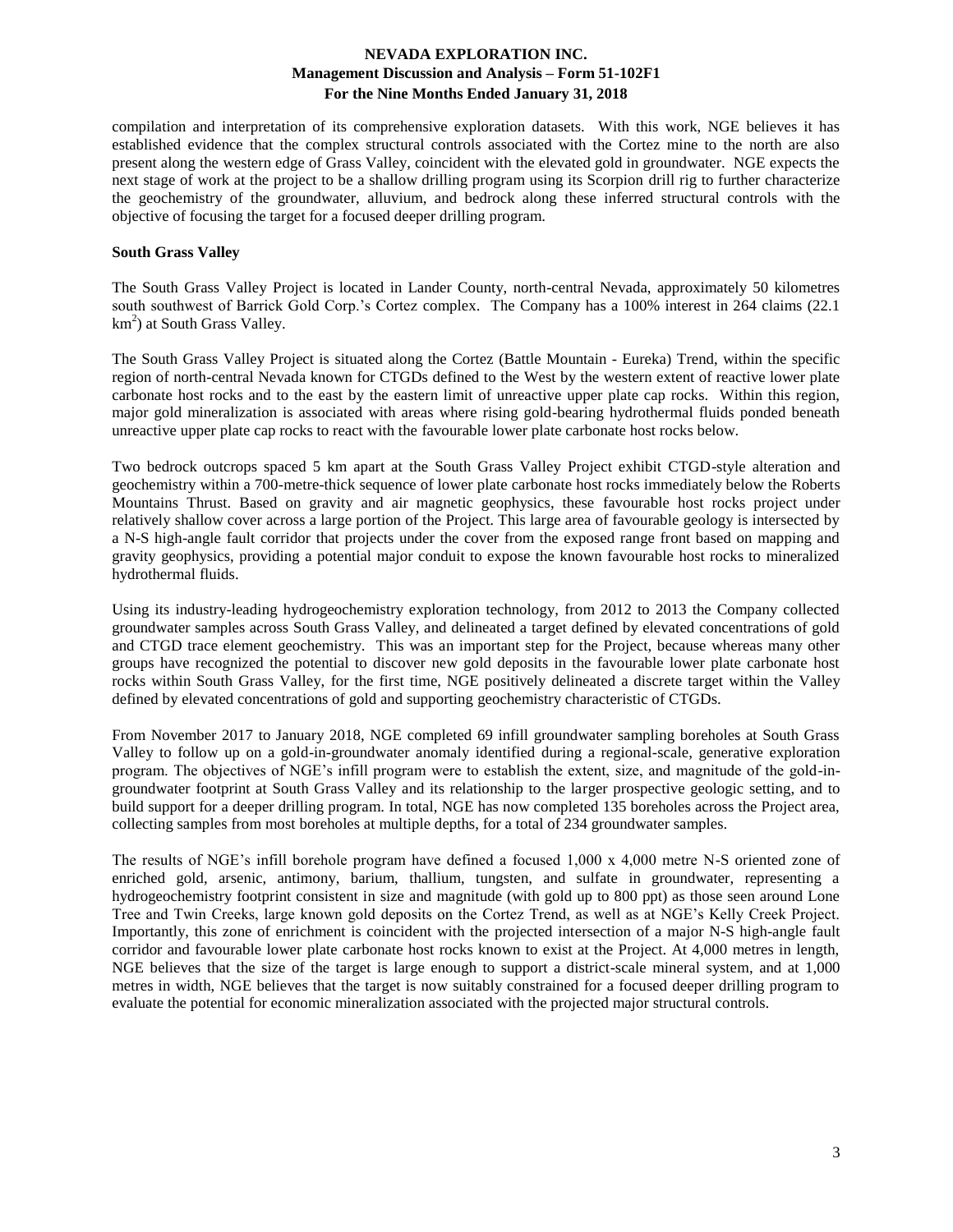compilation and interpretation of its comprehensive exploration datasets. With this work, NGE believes it has established evidence that the complex structural controls associated with the Cortez mine to the north are also present along the western edge of Grass Valley, coincident with the elevated gold in groundwater. NGE expects the next stage of work at the project to be a shallow drilling program using its Scorpion drill rig to further characterize the geochemistry of the groundwater, alluvium, and bedrock along these inferred structural controls with the objective of focusing the target for a focused deeper drilling program.

**South Grass Valley**

The South Grass Valley Project is located in Lander County, north-central Nevada, approximately 50 kilometres south southwest of Barrick Gold Corp.'s Cortez complex. The Company has a 100% interest in 264 claims (22.1 $km^2$) at South Grass Valley.

The South Grass Valley Project is situated along the Cortez (Battle Mountain - Eureka) Trend, within the specific region of north-central Nevada known for CTGDs defined to the West by the western extent of reactive lower plate carbonate host rocks and to the east by the eastern limit of unreactive upper plate cap rocks. Within this region, major gold mineralization is associated with areas where rising gold-bearing hydrothermal fluids ponded beneath unreactive upper plate cap rocks to react with the favourable lower plate carbonate host rocks below.

Two bedrock outcrops spaced 5 km apart at the South Grass Valley Project exhibit CTGD-style alteration and geochemistry within a 700-metre-thick sequence of lower plate carbonate host rocks immediately below the Roberts Mountains Thrust. Based on gravity and air magnetic geophysics, these favourable host rocks project under relatively shallow cover across a large portion of the Project. This large area of favourable geology is intersected by a N-S high-angle fault corridor that projects under the cover from the exposed range front based on mapping and gravity geophysics, providing a potential major conduit to expose the known favourable host rocks to mineralized hydrothermal fluids.

Using its industry-leading hydrogeochemistry exploration technology, from 2012 to 2013 the Company collected groundwater samples across South Grass Valley, and delineated a target defined by elevated concentrations of gold and CTGD trace element geochemistry. This was an important step for the Project, because whereas many other groups have recognized the potential to discover new gold deposits in the favourable lower plate carbonate host rocks within South Grass Valley, for the first time, NGE positively delineated a discrete target within the Valley defined by elevated concentrations of gold and supporting geochemistry characteristic of CTGDs.

From November 2017 to January 2018, NGE completed 69 infill groundwater sampling boreholes at South Grass Valley to follow up on a gold-in-groundwater anomaly identified during a regional-scale, generative exploration program. The objectives of NGE's infill program were to establish the extent, size, and magnitude of the gold-in-groundwater footprint at South Grass Valley and its relationship to the larger prospective geologic setting, and to build support for a deeper drilling program. In total, NGE has now completed 135 boreholes across the Project area, collecting samples from most boreholes at multiple depths, for a total of 234 groundwater samples.

The results of NGE's infill borehole program have defined a focused 1,000 x 4,000 metre N-S oriented zone of enriched gold, arsenic, antimony, barium, thallium, tungsten, and sulfate in groundwater, representing a hydrogeochemistry footprint consistent in size and magnitude (with gold up to 800 ppt) as those seen around Lone Tree and Twin Creeks, large known gold deposits on the Cortez Trend, as well as at NGE's Kelly Creek Project. Importantly, this zone of enrichment is coincident with the projected intersection of a major N-S high-angle fault corridor and favourable lower plate carbonate host rocks known to exist at the Project. At 4,000 metres in length, NGE believes that the size of the target is large enough to support a district-scale mineral system, and at 1,000 metres in width, NGE believes that the target is now suitably constrained for a focused deeper drilling program to evaluate the potential for economic mineralization associated with the projected major structural controls.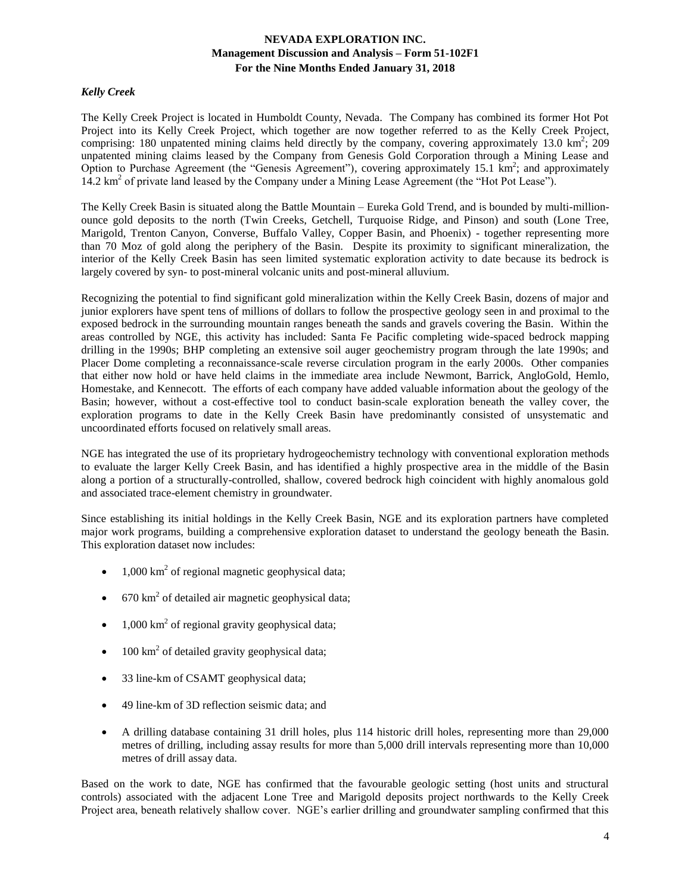### *Kelly Creek*

The Kelly Creek Project is located in Humboldt County, Nevada. The Company has combined its former Hot Pot Project into its Kelly Creek Project, which together are now together referred to as the Kelly Creek Project, comprising: 180 unpatented mining claims held directly by the company, covering approximately 13.0 km$^2$; 209 unpatented mining claims leased by the Company from Genesis Gold Corporation through a Mining Lease and Option to Purchase Agreement (the "Genesis Agreement"), covering approximately 15.1 km$^2$; and approximately 14.2 km$^2$ of private land leased by the Company under a Mining Lease Agreement (the "Hot Pot Lease").

The Kelly Creek Basin is situated along the Battle Mountain – Eureka Gold Trend, and is bounded by multi-million-ounce gold deposits to the north (Twin Creeks, Getchell, Turquoise Ridge, and Pinson) and south (Lone Tree, Marigold, Trenton Canyon, Converse, Buffalo Valley, Copper Basin, and Phoenix) - together representing more than 70 Moz of gold along the periphery of the Basin. Despite its proximity to significant mineralization, the interior of the Kelly Creek Basin has seen limited systematic exploration activity to date because its bedrock is largely covered by syn- to post-mineral volcanic units and post-mineral alluvium.

Recognizing the potential to find significant gold mineralization within the Kelly Creek Basin, dozens of major and junior explorers have spent tens of millions of dollars to follow the prospective geology seen in and proximal to the exposed bedrock in the surrounding mountain ranges beneath the sands and gravels covering the Basin. Within the areas controlled by NGE, this activity has included: Santa Fe Pacific completing wide-spaced bedrock mapping drilling in the 1990s; BHP completing an extensive soil auger geochemistry program through the late 1990s; and Placer Dome completing a reconnaissance-scale reverse circulation program in the early 2000s. Other companies that either now hold or have held claims in the immediate area include Newmont, Barrick, AngloGold, Hemlo, Homestake, and Kennecott. The efforts of each company have added valuable information about the geology of the Basin; however, without a cost-effective tool to conduct basin-scale exploration beneath the valley cover, the exploration programs to date in the Kelly Creek Basin have predominantly consisted of unsystematic and uncoordinated efforts focused on relatively small areas.

NGE has integrated the use of its proprietary hydrogeochemistry technology with conventional exploration methods to evaluate the larger Kelly Creek Basin, and has identified a highly prospective area in the middle of the Basin along a portion of a structurally-controlled, shallow, covered bedrock high coincident with highly anomalous gold and associated trace-element chemistry in groundwater.

Since establishing its initial holdings in the Kelly Creek Basin, NGE and its exploration partners have completed major work programs, building a comprehensive exploration dataset to understand the geology beneath the Basin. This exploration dataset now includes:

- 1,000 km$^2$ of regional magnetic geophysical data;
- 670 km$^2$ of detailed air magnetic geophysical data;
- 1,000 km$^2$ of regional gravity geophysical data;
- 100 km$^2$ of detailed gravity geophysical data;
- 33 line-km of CSAMT geophysical data;
- 49 line-km of 3D reflection seismic data; and
- A drilling database containing 31 drill holes, plus 114 historic drill holes, representing more than 29,000 metres of drilling, including assay results for more than 5,000 drill intervals representing more than 10,000 metres of drill assay data.

Based on the work to date, NGE has confirmed that the favourable geologic setting (host units and structural controls) associated with the adjacent Lone Tree and Marigold deposits project northwards to the Kelly Creek Project area, beneath relatively shallow cover. NGE's earlier drilling and groundwater sampling confirmed that this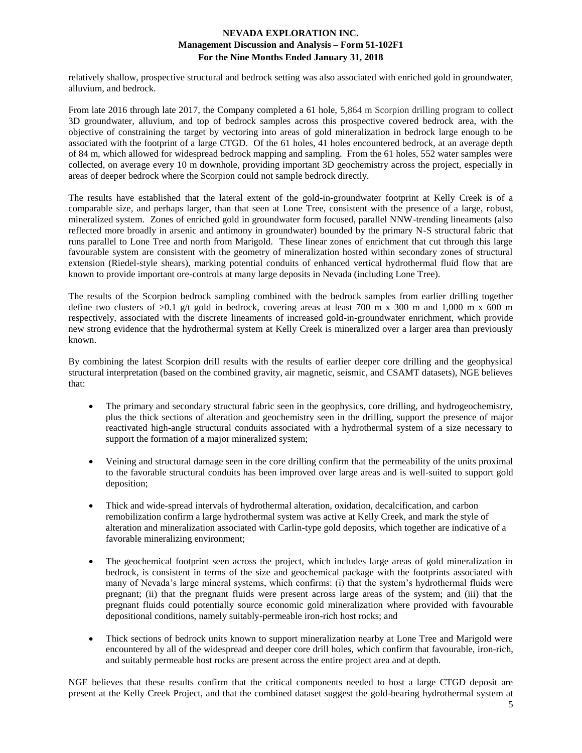relatively shallow, prospective structural and bedrock setting was also associated with enriched gold in groundwater, alluvium, and bedrock.

From late 2016 through late 2017, the Company completed a 61 hole, 5,864 m Scorpion drilling program to collect 3D groundwater, alluvium, and top of bedrock samples across this prospective covered bedrock area, with the objective of constraining the target by vectoring into areas of gold mineralization in bedrock large enough to be associated with the footprint of a large CTGD. Of the 61 holes, 41 holes encountered bedrock, at an average depth of 84 m, which allowed for widespread bedrock mapping and sampling. From the 61 holes, 552 water samples were collected, on average every 10 m downhole, providing important 3D geochemistry across the project, especially in areas of deeper bedrock where the Scorpion could not sample bedrock directly.

The results have established that the lateral extent of the gold-in-groundwater footprint at Kelly Creek is of a comparable size, and perhaps larger, than that seen at Lone Tree, consistent with the presence of a large, robust, mineralized system. Zones of enriched gold in groundwater form focused, parallel NNW-trending lineaments (also reflected more broadly in arsenic and antimony in groundwater) bounded by the primary N-S structural fabric that runs parallel to Lone Tree and north from Marigold. These linear zones of enrichment that cut through this large favourable system are consistent with the geometry of mineralization hosted within secondary zones of structural extension (Riedel-style shears), marking potential conduits of enhanced vertical hydrothermal fluid flow that are known to provide important ore-controls at many large deposits in Nevada (including Lone Tree).

The results of the Scorpion bedrock sampling combined with the bedrock samples from earlier drilling together define two clusters of >0.1 g/t gold in bedrock, covering areas at least 700 m x 300 m and 1,000 m x 600 m respectively, associated with the discrete lineaments of increased gold-in-groundwater enrichment, which provide new strong evidence that the hydrothermal system at Kelly Creek is mineralized over a larger area than previously known.

By combining the latest Scorpion drill results with the results of earlier deeper core drilling and the geophysical structural interpretation (based on the combined gravity, air magnetic, seismic, and CSAMT datasets), NGE believes that:

- The primary and secondary structural fabric seen in the geophysics, core drilling, and hydrogeochemistry, plus the thick sections of alteration and geochemistry seen in the drilling, support the presence of major reactivated high-angle structural conduits associated with a hydrothermal system of a size necessary to support the formation of a major mineralized system;

- Veining and structural damage seen in the core drilling confirm that the permeability of the units proximal to the favorable structural conduits has been improved over large areas and is well-suited to support gold deposition;

- Thick and wide-spread intervals of hydrothermal alteration, oxidation, decalcification, and carbon remobilization confirm a large hydrothermal system was active at Kelly Creek, and mark the style of alteration and mineralization associated with Carlin-type gold deposits, which together are indicative of a favorable mineralizing environment;

- The geochemical footprint seen across the project, which includes large areas of gold mineralization in bedrock, is consistent in terms of the size and geochemical package with the footprints associated with many of Nevada's large mineral systems, which confirms: (i) that the system's hydrothermal fluids were pregnant; (ii) that the pregnant fluids were present across large areas of the system; and (iii) that the pregnant fluids could potentially source economic gold mineralization where provided with favourable depositional conditions, namely suitably-permeable iron-rich host rocks; and

- Thick sections of bedrock units known to support mineralization nearby at Lone Tree and Marigold were encountered by all of the widespread and deeper core drill holes, which confirm that favourable, iron-rich, and suitably permeable host rocks are present across the entire project area and at depth.

NGE believes that these results confirm that the critical components needed to host a large CTGD deposit are present at the Kelly Creek Project, and that the combined dataset suggest the gold-bearing hydrothermal system at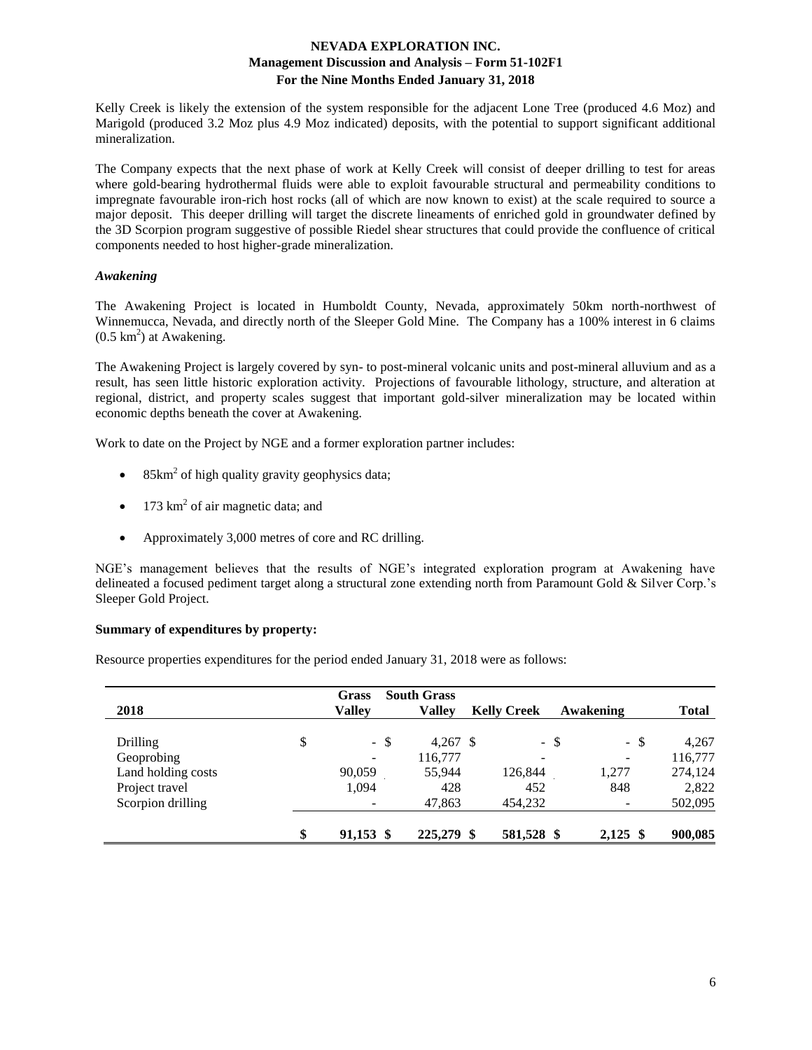Kelly Creek is likely the extension of the system responsible for the adjacent Lone Tree (produced 4.6 Moz) and Marigold (produced 3.2 Moz plus 4.9 Moz indicated) deposits, with the potential to support significant additional mineralization.

The Company expects that the next phase of work at Kelly Creek will consist of deeper drilling to test for areas where gold-bearing hydrothermal fluids were able to exploit favourable structural and permeability conditions to impregnate favourable iron-rich host rocks (all of which are now known to exist) at the scale required to source a major deposit. This deeper drilling will target the discrete lineaments of enriched gold in groundwater defined by the 3D Scorpion program suggestive of possible Riedel shear structures that could provide the confluence of critical components needed to host higher-grade mineralization.

### *Awakening*

The Awakening Project is located in Humboldt County, Nevada, approximately 50km north-northwest of Winnemucca, Nevada, and directly north of the Sleeper Gold Mine. The Company has a 100% interest in 6 claims (0.5 km$^2$) at Awakening.

The Awakening Project is largely covered by syn- to post-mineral volcanic units and post-mineral alluvium and as a result, has seen little historic exploration activity. Projections of favourable lithology, structure, and alteration at regional, district, and property scales suggest that important gold-silver mineralization may be located within economic depths beneath the cover at Awakening.

Work to date on the Project by NGE and a former exploration partner includes:

- 85km$^2$ of high quality gravity geophysics data;
- 173 km$^2$ of air magnetic data; and
- Approximately 3,000 metres of core and RC drilling.

NGE's management believes that the results of NGE's integrated exploration program at Awakening have delineated a focused pediment target along a structural zone extending north from Paramount Gold & Silver Corp.'s Sleeper Gold Project.

**Summary of expenditures by property:**

Resource properties expenditures for the period ended January 31, 2018 were as follows:

| 2018 | Grass Valley | South Grass Valley | Kelly Creek | Awakening | Total |
|---|---|---|---|---|---|
| Drilling | $ - | $ 4,267 | $ - | $ - | $ 4,267 |
| Geoprobing | - | 116,777 | - | - | 116,777 |
| Land holding costs | 90,059 | 55,944 | 126,844 | 1,277 | 274,124 |
| Project travel | 1,094 | 428 | 452 | 848 | 2,822 |
| Scorpion drilling | - | 47,863 | 454,232 | - | 502,095 |
| | **$ 91,153** | **$ 225,279** | **$ 581,528** | **$ 2,125** | **$ 900,085** |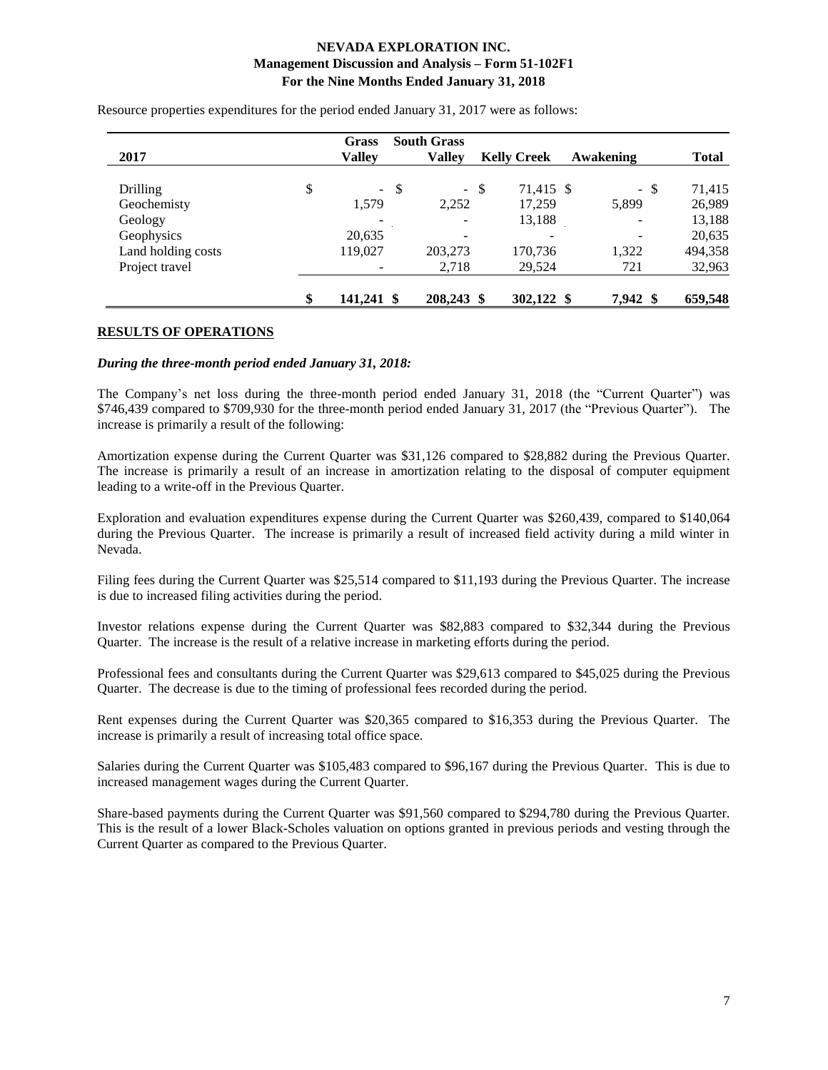Resource properties expenditures for the period ended January 31, 2017 were as follows:

| 2017 | Grass Valley | South Grass Valley | Kelly Creek | Awakening | Total |
|---|---|---|---|---|---|
| Drilling | $ - | $ - | $ 71,415 | $ - | $ 71,415 |
| Geochemisty | 1,579 | 2,252 | 17,259 | 5,899 | 26,989 |
| Geology | - | - | 13,188 | - | 13,188 |
| Geophysics | 20,635 | - | - | - | 20,635 |
| Land holding costs | 119,027 | 203,273 | 170,736 | 1,322 | 494,358 |
| Project travel | - | 2,718 | 29,524 | 721 | 32,963 |
| | **$ 141,241** | **$ 208,243** | **$ 302,122** | **$ 7,942** | **$ 659,548** |

## RESULTS OF OPERATIONS

***During the three-month period ended January 31, 2018:***

The Company's net loss during the three-month period ended January 31, 2018 (the "Current Quarter") was \$746,439 compared to \$709,930 for the three-month period ended January 31, 2017 (the "Previous Quarter"). The increase is primarily a result of the following:

Amortization expense during the Current Quarter was \$31,126 compared to \$28,882 during the Previous Quarter. The increase is primarily a result of an increase in amortization relating to the disposal of computer equipment leading to a write-off in the Previous Quarter.

Exploration and evaluation expenditures expense during the Current Quarter was \$260,439, compared to \$140,064 during the Previous Quarter. The increase is primarily a result of increased field activity during a mild winter in Nevada.

Filing fees during the Current Quarter was \$25,514 compared to \$11,193 during the Previous Quarter. The increase is due to increased filing activities during the period.

Investor relations expense during the Current Quarter was \$82,883 compared to \$32,344 during the Previous Quarter. The increase is the result of a relative increase in marketing efforts during the period.

Professional fees and consultants during the Current Quarter was \$29,613 compared to \$45,025 during the Previous Quarter. The decrease is due to the timing of professional fees recorded during the period.

Rent expenses during the Current Quarter was \$20,365 compared to \$16,353 during the Previous Quarter. The increase is primarily a result of increasing total office space.

Salaries during the Current Quarter was \$105,483 compared to \$96,167 during the Previous Quarter. This is due to increased management wages during the Current Quarter.

Share-based payments during the Current Quarter was \$91,560 compared to \$294,780 during the Previous Quarter. This is the result of a lower Black-Scholes valuation on options granted in previous periods and vesting through the Current Quarter as compared to the Previous Quarter.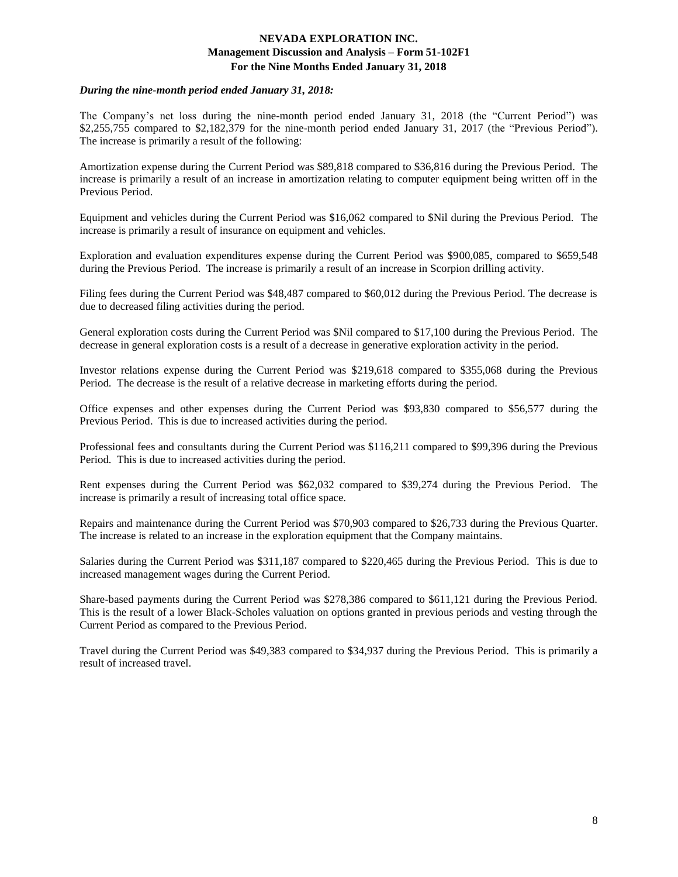*During the nine-month period ended January 31, 2018:*

The Company's net loss during the nine-month period ended January 31, 2018 (the "Current Period") was $2,255,755 compared to $2,182,379 for the nine-month period ended January 31, 2017 (the "Previous Period"). The increase is primarily a result of the following:

Amortization expense during the Current Period was $89,818 compared to $36,816 during the Previous Period. The increase is primarily a result of an increase in amortization relating to computer equipment being written off in the Previous Period.

Equipment and vehicles during the Current Period was $16,062 compared to $Nil during the Previous Period. The increase is primarily a result of insurance on equipment and vehicles.

Exploration and evaluation expenditures expense during the Current Period was $900,085, compared to $659,548 during the Previous Period. The increase is primarily a result of an increase in Scorpion drilling activity.

Filing fees during the Current Period was $48,487 compared to $60,012 during the Previous Period. The decrease is due to decreased filing activities during the period.

General exploration costs during the Current Period was $Nil compared to $17,100 during the Previous Period. The decrease in general exploration costs is a result of a decrease in generative exploration activity in the period.

Investor relations expense during the Current Period was $219,618 compared to $355,068 during the Previous Period. The decrease is the result of a relative decrease in marketing efforts during the period.

Office expenses and other expenses during the Current Period was $93,830 compared to $56,577 during the Previous Period. This is due to increased activities during the period.

Professional fees and consultants during the Current Period was $116,211 compared to $99,396 during the Previous Period. This is due to increased activities during the period.

Rent expenses during the Current Period was $62,032 compared to $39,274 during the Previous Period. The increase is primarily a result of increasing total office space.

Repairs and maintenance during the Current Period was $70,903 compared to $26,733 during the Previous Quarter. The increase is related to an increase in the exploration equipment that the Company maintains.

Salaries during the Current Period was $311,187 compared to $220,465 during the Previous Period. This is due to increased management wages during the Current Period.

Share-based payments during the Current Period was $278,386 compared to $611,121 during the Previous Period. This is the result of a lower Black-Scholes valuation on options granted in previous periods and vesting through the Current Period as compared to the Previous Period.

Travel during the Current Period was $49,383 compared to $34,937 during the Previous Period. This is primarily a result of increased travel.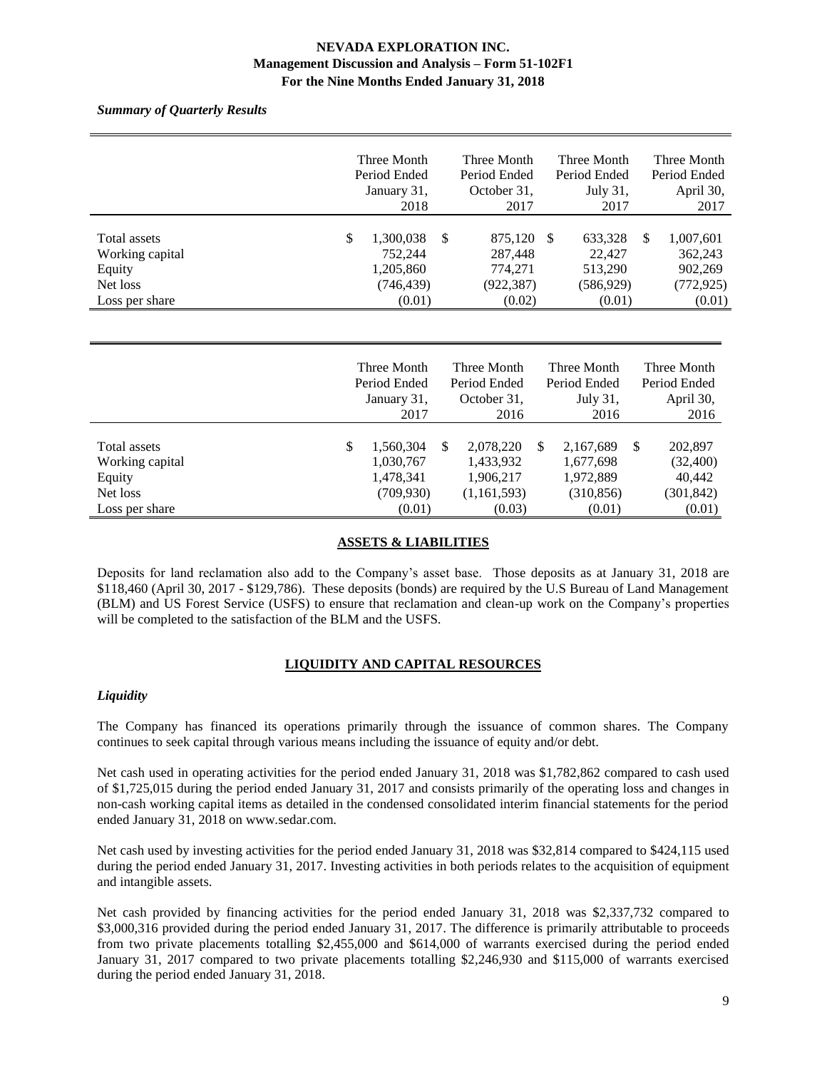*Summary of Quarterly Results*

| | Three Month Period Ended January 31, 2018 | Three Month Period Ended October 31, 2017 | Three Month Period Ended July 31, 2017 | Three Month Period Ended April 30, 2017 |
|---|---|---|---|---|
| Total assets | $ 1,300,038 | $ 875,120 | $ 633,328 | $ 1,007,601 |
| Working capital | 752,244 | 287,448 | 22,427 | 362,243 |
| Equity | 1,205,860 | 774,271 | 513,290 | 902,269 |
| Net loss | (746,439) | (922,387) | (586,929) | (772,925) |
| Loss per share | (0.01) | (0.02) | (0.01) | (0.01) |

| | Three Month Period Ended January 31, 2017 | Three Month Period Ended October 31, 2016 | Three Month Period Ended July 31, 2016 | Three Month Period Ended April 30, 2016 |
|---|---|---|---|---|
| Total assets | $ 1,560,304 | $ 2,078,220 | $ 2,167,689 | $ 202,897 |
| Working capital | 1,030,767 | 1,433,932 | 1,677,698 | (32,400) |
| Equity | 1,478,341 | 1,906,217 | 1,972,889 | 40,442 |
| Net loss | (709,930) | (1,161,593) | (310,856) | (301,842) |
| Loss per share | (0.01) | (0.03) | (0.01) | (0.01) |

## ASSETS & LIABILITIES

Deposits for land reclamation also add to the Company's asset base. Those deposits as at January 31, 2018 are $118,460 (April 30, 2017 - $129,786). These deposits (bonds) are required by the U.S Bureau of Land Management (BLM) and US Forest Service (USFS) to ensure that reclamation and clean-up work on the Company's properties will be completed to the satisfaction of the BLM and the USFS.

## LIQUIDITY AND CAPITAL RESOURCES

### *Liquidity*

The Company has financed its operations primarily through the issuance of common shares. The Company continues to seek capital through various means including the issuance of equity and/or debt.

Net cash used in operating activities for the period ended January 31, 2018 was $1,782,862 compared to cash used of $1,725,015 during the period ended January 31, 2017 and consists primarily of the operating loss and changes in non-cash working capital items as detailed in the condensed consolidated interim financial statements for the period ended January 31, 2018 on www.sedar.com.

Net cash used by investing activities for the period ended January 31, 2018 was $32,814 compared to $424,115 used during the period ended January 31, 2017. Investing activities in both periods relates to the acquisition of equipment and intangible assets.

Net cash provided by financing activities for the period ended January 31, 2018 was $2,337,732 compared to $3,000,316 provided during the period ended January 31, 2017. The difference is primarily attributable to proceeds from two private placements totalling $2,455,000 and $614,000 of warrants exercised during the period ended January 31, 2017 compared to two private placements totalling $2,246,930 and $115,000 of warrants exercised during the period ended January 31, 2018.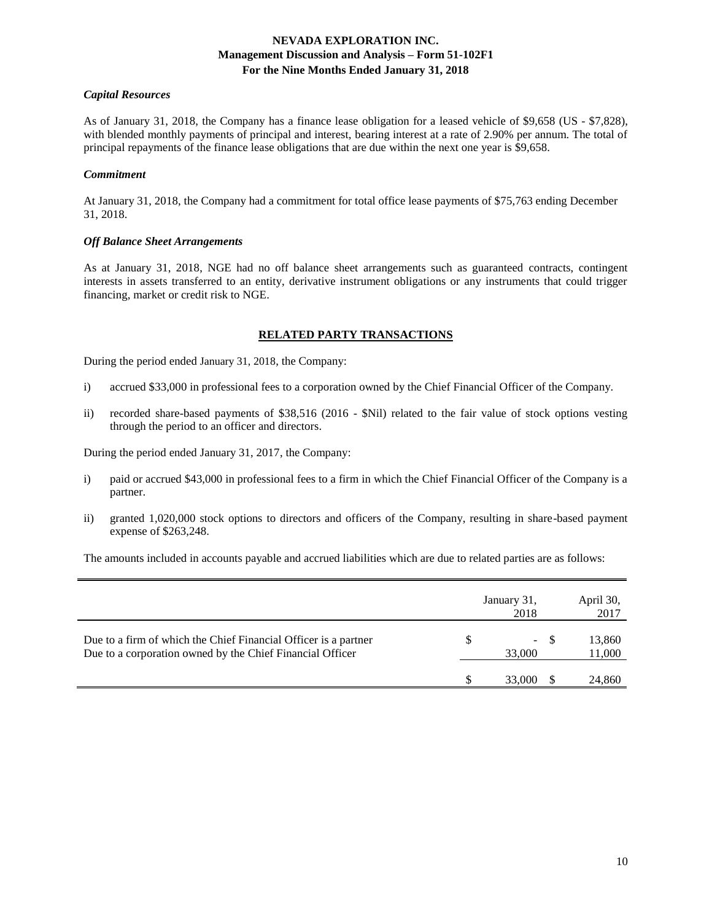### *Capital Resources*

As of January 31, 2018, the Company has a finance lease obligation for a leased vehicle of $9,658 (US - $7,828), with blended monthly payments of principal and interest, bearing interest at a rate of 2.90% per annum. The total of principal repayments of the finance lease obligations that are due within the next one year is $9,658.

### *Commitment*

At January 31, 2018, the Company had a commitment for total office lease payments of $75,763 ending December 31, 2018.

### *Off Balance Sheet Arrangements*

As at January 31, 2018, NGE had no off balance sheet arrangements such as guaranteed contracts, contingent interests in assets transferred to an entity, derivative instrument obligations or any instruments that could trigger financing, market or credit risk to NGE.

## **RELATED PARTY TRANSACTIONS**

During the period ended January 31, 2018, the Company:

i) accrued $33,000 in professional fees to a corporation owned by the Chief Financial Officer of the Company.

ii) recorded share-based payments of $38,516 (2016 - $Nil) related to the fair value of stock options vesting through the period to an officer and directors.

During the period ended January 31, 2017, the Company:

i) paid or accrued $43,000 in professional fees to a firm in which the Chief Financial Officer of the Company is a partner.

ii) granted 1,020,000 stock options to directors and officers of the Company, resulting in share-based payment expense of $263,248.

The amounts included in accounts payable and accrued liabilities which are due to related parties are as follows:

| | January 31, 2018 | April 30, 2017 |
|---|---|---|
| Due to a firm of which the Chief Financial Officer is a partner | $ - | $ 13,860 |
| Due to a corporation owned by the Chief Financial Officer | 33,000 | 11,000 |
| | $ 33,000 | $ 24,860 |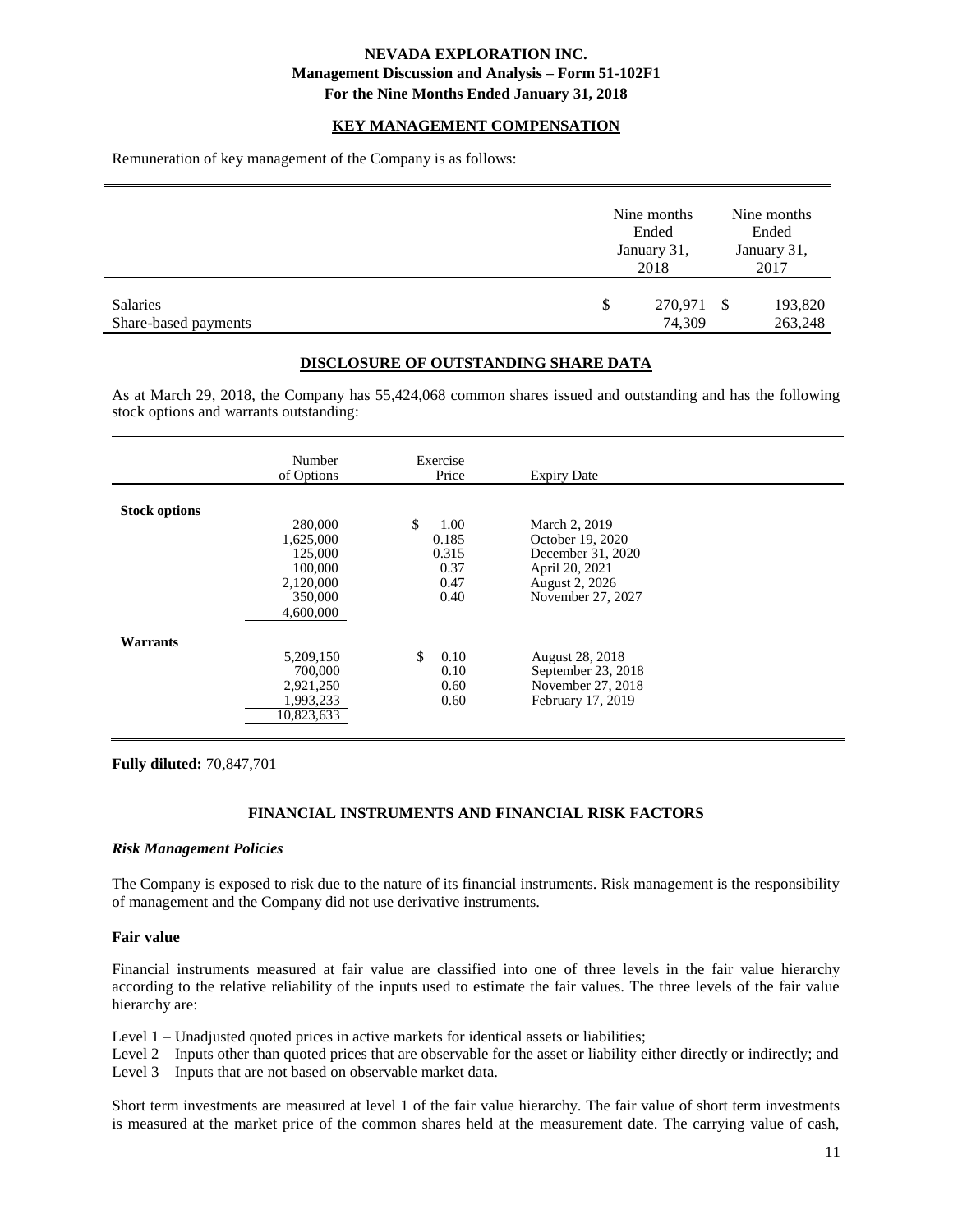## KEY MANAGEMENT COMPENSATION

Remuneration of key management of the Company is as follows:

| | Nine months Ended January 31, 2018 | Nine months Ended January 31, 2017 |
|---|---|---|
| Salaries | $ 270,971 | $ 193,820 |
| Share-based payments | 74,309 | 263,248 |

## DISCLOSURE OF OUTSTANDING SHARE DATA

As at March 29, 2018, the Company has 55,424,068 common shares issued and outstanding and has the following stock options and warrants outstanding:

| | Number of Options | Exercise Price | Expiry Date |
|---|---|---|---|
| **Stock options** | | | |
| | 280,000 | $ 1.00 | March 2, 2019 |
| | 1,625,000 | 0.185 | October 19, 2020 |
| | 125,000 | 0.315 | December 31, 2020 |
| | 100,000 | 0.37 | April 20, 2021 |
| | 2,120,000 | 0.47 | August 2, 2026 |
| | 350,000 | 0.40 | November 27, 2027 |
| | 4,600,000 | | |
| **Warrants** | | | |
| | 5,209,150 | $ 0.10 | August 28, 2018 |
| | 700,000 | 0.10 | September 23, 2018 |
| | 2,921,250 | 0.60 | November 27, 2018 |
| | 1,993,233 | 0.60 | February 17, 2019 |
| | 10,823,633 | | |

**Fully diluted:** 70,847,701

## FINANCIAL INSTRUMENTS AND FINANCIAL RISK FACTORS

### *Risk Management Policies*

The Company is exposed to risk due to the nature of its financial instruments. Risk management is the responsibility of management and the Company did not use derivative instruments.

**Fair value**

Financial instruments measured at fair value are classified into one of three levels in the fair value hierarchy according to the relative reliability of the inputs used to estimate the fair values. The three levels of the fair value hierarchy are:

Level 1 – Unadjusted quoted prices in active markets for identical assets or liabilities;
Level 2 – Inputs other than quoted prices that are observable for the asset or liability either directly or indirectly; and
Level 3 – Inputs that are not based on observable market data.

Short term investments are measured at level 1 of the fair value hierarchy. The fair value of short term investments is measured at the market price of the common shares held at the measurement date. The carrying value of cash,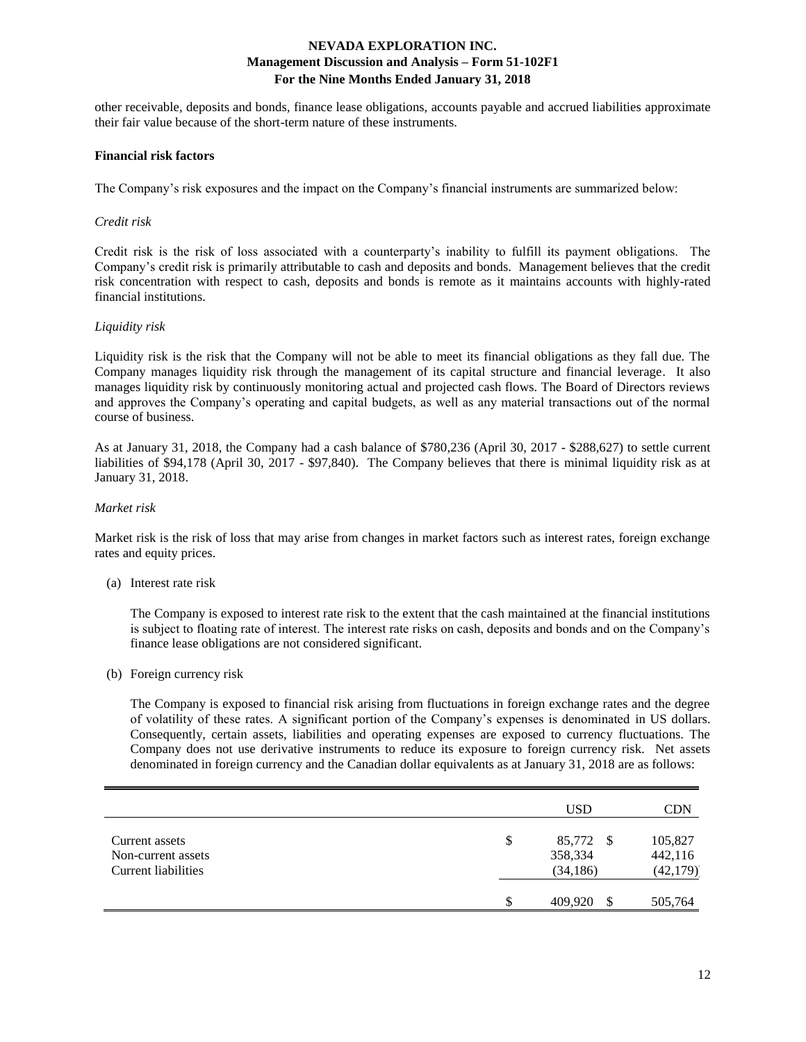other receivable, deposits and bonds, finance lease obligations, accounts payable and accrued liabilities approximate their fair value because of the short-term nature of these instruments.

**Financial risk factors**

The Company's risk exposures and the impact on the Company's financial instruments are summarized below:

*Credit risk*

Credit risk is the risk of loss associated with a counterparty's inability to fulfill its payment obligations. The Company's credit risk is primarily attributable to cash and deposits and bonds. Management believes that the credit risk concentration with respect to cash, deposits and bonds is remote as it maintains accounts with highly-rated financial institutions.

*Liquidity risk*

Liquidity risk is the risk that the Company will not be able to meet its financial obligations as they fall due. The Company manages liquidity risk through the management of its capital structure and financial leverage. It also manages liquidity risk by continuously monitoring actual and projected cash flows. The Board of Directors reviews and approves the Company's operating and capital budgets, as well as any material transactions out of the normal course of business.

As at January 31, 2018, the Company had a cash balance of $780,236 (April 30, 2017 - $288,627) to settle current liabilities of $94,178 (April 30, 2017 - $97,840). The Company believes that there is minimal liquidity risk as at January 31, 2018.

*Market risk*

Market risk is the risk of loss that may arise from changes in market factors such as interest rates, foreign exchange rates and equity prices.

(a) Interest rate risk

The Company is exposed to interest rate risk to the extent that the cash maintained at the financial institutions is subject to floating rate of interest. The interest rate risks on cash, deposits and bonds and on the Company's finance lease obligations are not considered significant.

(b) Foreign currency risk

The Company is exposed to financial risk arising from fluctuations in foreign exchange rates and the degree of volatility of these rates. A significant portion of the Company's expenses is denominated in US dollars. Consequently, certain assets, liabilities and operating expenses are exposed to currency fluctuations. The Company does not use derivative instruments to reduce its exposure to foreign currency risk. Net assets denominated in foreign currency and the Canadian dollar equivalents as at January 31, 2018 are as follows:

| | USD | CDN |
|---|---|---|
| Current assets | $ 85,772 | $ 105,827 |
| Non-current assets | 358,334 | 442,116 |
| Current liabilities | (34,186) | (42,179) |
| | $ 409,920 | $ 505,764 |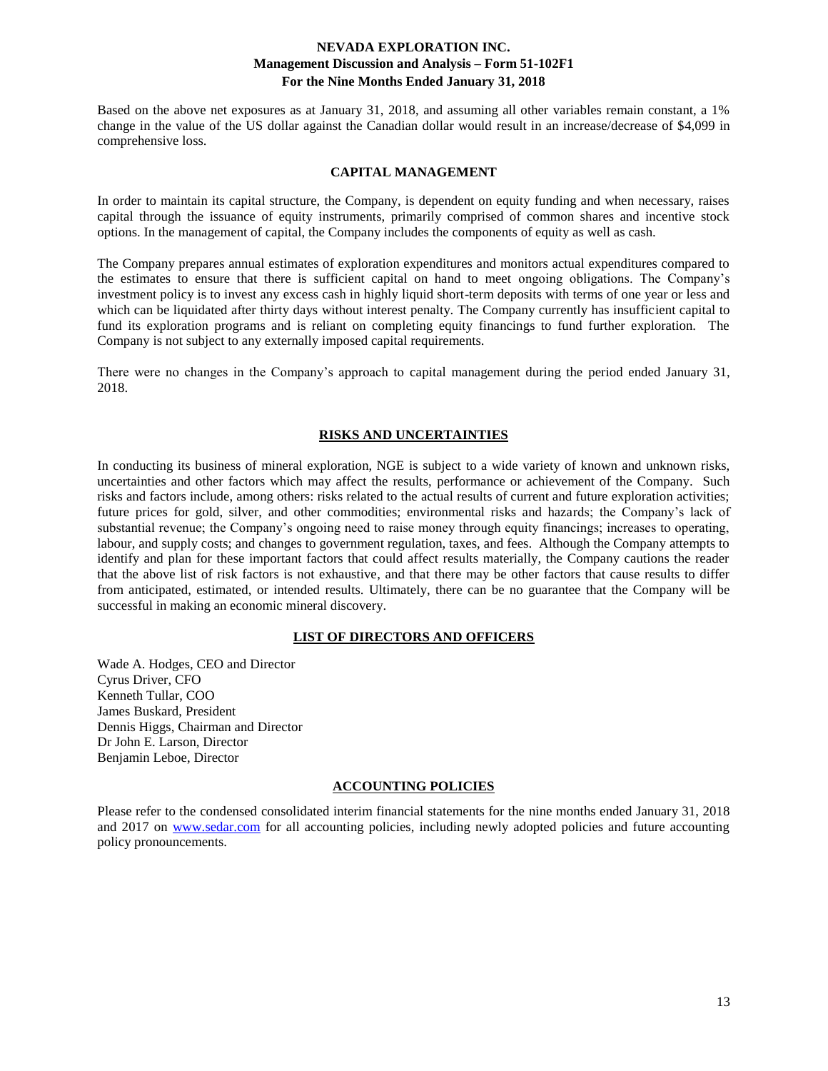Based on the above net exposures as at January 31, 2018, and assuming all other variables remain constant, a 1% change in the value of the US dollar against the Canadian dollar would result in an increase/decrease of $4,099 in comprehensive loss.

## CAPITAL MANAGEMENT

In order to maintain its capital structure, the Company, is dependent on equity funding and when necessary, raises capital through the issuance of equity instruments, primarily comprised of common shares and incentive stock options. In the management of capital, the Company includes the components of equity as well as cash.

The Company prepares annual estimates of exploration expenditures and monitors actual expenditures compared to the estimates to ensure that there is sufficient capital on hand to meet ongoing obligations. The Company's investment policy is to invest any excess cash in highly liquid short-term deposits with terms of one year or less and which can be liquidated after thirty days without interest penalty. The Company currently has insufficient capital to fund its exploration programs and is reliant on completing equity financings to fund further exploration. The Company is not subject to any externally imposed capital requirements.

There were no changes in the Company's approach to capital management during the period ended January 31, 2018.

## RISKS AND UNCERTAINTIES

In conducting its business of mineral exploration, NGE is subject to a wide variety of known and unknown risks, uncertainties and other factors which may affect the results, performance or achievement of the Company. Such risks and factors include, among others: risks related to the actual results of current and future exploration activities; future prices for gold, silver, and other commodities; environmental risks and hazards; the Company's lack of substantial revenue; the Company's ongoing need to raise money through equity financings; increases to operating, labour, and supply costs; and changes to government regulation, taxes, and fees. Although the Company attempts to identify and plan for these important factors that could affect results materially, the Company cautions the reader that the above list of risk factors is not exhaustive, and that there may be other factors that cause results to differ from anticipated, estimated, or intended results. Ultimately, there can be no guarantee that the Company will be successful in making an economic mineral discovery.

## LIST OF DIRECTORS AND OFFICERS

Wade A. Hodges, CEO and Director
Cyrus Driver, CFO
Kenneth Tullar, COO
James Buskard, President
Dennis Higgs, Chairman and Director
Dr John E. Larson, Director
Benjamin Leboe, Director

## ACCOUNTING POLICIES

Please refer to the condensed consolidated interim financial statements for the nine months ended January 31, 2018 and 2017 on www.sedar.com for all accounting policies, including newly adopted policies and future accounting policy pronouncements.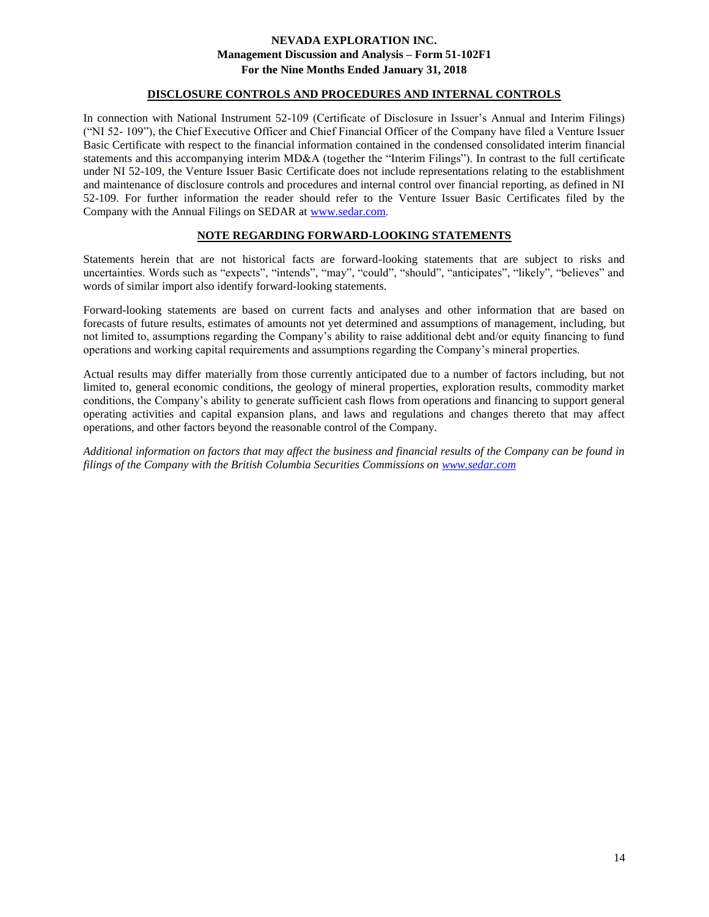## DISCLOSURE CONTROLS AND PROCEDURES AND INTERNAL CONTROLS

In connection with National Instrument 52-109 (Certificate of Disclosure in Issuer's Annual and Interim Filings) ("NI 52- 109"), the Chief Executive Officer and Chief Financial Officer of the Company have filed a Venture Issuer Basic Certificate with respect to the financial information contained in the condensed consolidated interim financial statements and this accompanying interim MD&A (together the "Interim Filings"). In contrast to the full certificate under NI 52-109, the Venture Issuer Basic Certificate does not include representations relating to the establishment and maintenance of disclosure controls and procedures and internal control over financial reporting, as defined in NI 52-109. For further information the reader should refer to the Venture Issuer Basic Certificates filed by the Company with the Annual Filings on SEDAR at www.sedar.com.

## NOTE REGARDING FORWARD-LOOKING STATEMENTS

Statements herein that are not historical facts are forward-looking statements that are subject to risks and uncertainties. Words such as "expects", "intends", "may", "could", "should", "anticipates", "likely", "believes" and words of similar import also identify forward-looking statements.

Forward-looking statements are based on current facts and analyses and other information that are based on forecasts of future results, estimates of amounts not yet determined and assumptions of management, including, but not limited to, assumptions regarding the Company's ability to raise additional debt and/or equity financing to fund operations and working capital requirements and assumptions regarding the Company's mineral properties.

Actual results may differ materially from those currently anticipated due to a number of factors including, but not limited to, general economic conditions, the geology of mineral properties, exploration results, commodity market conditions, the Company's ability to generate sufficient cash flows from operations and financing to support general operating activities and capital expansion plans, and laws and regulations and changes thereto that may affect operations, and other factors beyond the reasonable control of the Company.

*Additional information on factors that may affect the business and financial results of the Company can be found in filings of the Company with the British Columbia Securities Commissions on www.sedar.com*